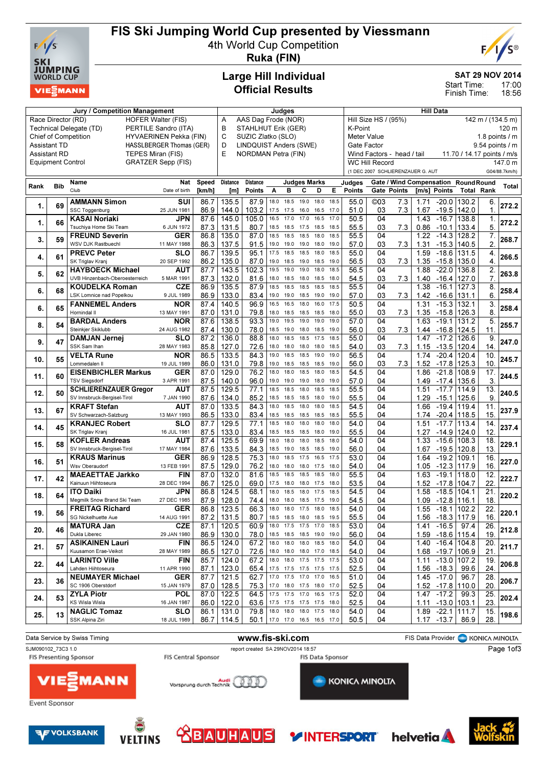# FIS Ski Jumping World Cup presented by Viessmann

4th World Cup Competition

**Ruka (FIN)**

## Large Hill Individual
## Official Results

**SAT 29 NOV 2014**
Start Time: 17:00
Finish Time: 18:56

| Jury / Competition Management | | Judges | | Hill Data | |
|---|---|---|---|---|---|
| Race Director (RD) | HOFER Walter (FIS) | A | AAS Dag Frode (NOR) | Hill Size HS / (95%) | 142 m / (134.5 m) |
| Technical Delegate (TD) | PERTILE Sandro (ITA) | B | STAHLHUT Erik (GER) | K-Point | 120 m |
| Chief of Competition | HYVAERINEN Pekka (FIN) | C | SUZIC Zlatko (SLO) | Meter Value | 1.8 points / m |
| Assistant TD | HASSLBERGER Thomas (GER) | D | LINDQUIST Anders (SWE) | Gate Factor | 9.54 points / m |
| Assistant RD | TEPES Miran (FIS) | E | NORDMAN Petra (FIN) | Wind Factors - head / tail | 11.70 / 14.17 points / m/s |
| Equipment Control | GRATZER Sepp (FIS) | | | WC Hill Record | 147.0 m |
| | | | | (1 DEC 2007 SCHLIERENZAUER G. AUT | G04/88.7km/h) |

| Rank | Bib | Name / Club | Nat / Date of birth | Speed [km/h] | Distance [m] | Distance Points | A | B | C | D | E | Judges Points | Gate | Gate Points | Wind [m/s] | Wind Points | Round Total | Round Rank | Total |
|---|---|---|---|---|---|---|---|---|---|---|---|---|---|---|---|---|---|---|---|
| 1. | 69 | AMMANN Simon | SUI | 86.7 | 135.5 | 87.9 | 18.0 | 18.5 | 19.0 | 18.0 | 18.5 | 55.0 | ©03 | 7.3 | 1.71 | -20.0 | 130.2 | 6. | 272.2 |
| | | SSC Toggenburg | 25 JUN 1981 | 86.9 | 144.0 | 103.2 | 17.5 | 17.5 | 16.0 | 16.5 | 17.0 | 51.0 | 03 | 7.3 | 1.67 | -19.5 | 142.0 | 1. | |
| 1. | 66 | KASAI Noriaki | JPN | 87.6 | 145.0 | 105.0 | 16.5 | 17.0 | 17.0 | 16.5 | 17.0 | 50.5 | 04 | | 1.43 | -16.7 | 138.8 | 1. | 272.2 |
| | | Tsuchiya Home Ski Team | 6 JUN 1972 | 87.3 | 131.5 | 80.7 | 18.5 | 18.5 | 17.5 | 18.5 | 18.5 | 55.5 | 03 | 7.3 | 0.86 | -10.1 | 133.4 | 5. | |
| 3. | 59 | FREUND Severin | GER | 86.8 | 135.0 | 87.0 | 18.5 | 18.5 | 18.5 | 18.0 | 18.5 | 55.5 | 04 | | 1.22 | -14.3 | 128.2 | 7. | 268.7 |
| | | WSV DJK Rastbuechl | 11 MAY 1988 | 86.3 | 137.5 | 91.5 | 19.0 | 19.0 | 19.0 | 18.0 | 19.0 | 57.0 | 03 | 7.3 | 1.31 | -15.3 | 140.5 | 2. | |
| 4. | 61 | PREVC Peter | SLO | 86.7 | 139.5 | 95.1 | 17.5 | 18.5 | 18.5 | 18.0 | 18.5 | 55.0 | 04 | | 1.59 | -18.6 | 131.5 | 4. | 266.5 |
| | | SK Triglav Kranj | 20 SEP 1992 | 86.2 | 135.0 | 87.0 | 19.0 | 19.0 | 19.0 | 18.5 | 19.0 | 56.5 | 03 | 7.3 | 1.35 | -15.8 | 135.0 | 4. | |
| 5. | 62 | HAYBOECK Michael | AUT | 87.7 | 143.5 | 102.3 | 19.5 | 19.0 | 19.0 | 18.0 | 18.5 | 56.5 | 04 | | 1.88 | -22.0 | 136.8 | 2. | 263.8 |
| | | UVB Hinzenbach-Oberoesterreich | 5 MAR 1991 | 87.3 | 132.0 | 81.6 | 18.0 | 18.5 | 18.0 | 18.5 | 18.0 | 54.5 | 03 | 7.3 | 1.40 | -16.4 | 127.0 | 7. | |
| 6. | 68 | KOUDELKA Roman | CZE | 86.9 | 135.5 | 87.9 | 18.5 | 18.5 | 18.5 | 18.5 | 18.5 | 55.5 | 04 | | 1.38 | -16.1 | 127.3 | 8. | 258.4 |
| | | LSK Lomnice nad Popelkou | 9 JUL 1989 | 86.9 | 133.0 | 83.4 | 19.0 | 19.0 | 18.5 | 19.0 | 19.0 | 57.0 | 03 | 7.3 | 1.42 | -16.6 | 131.1 | 6. | |
| 6. | 65 | FANNEMEL Anders | NOR | 87.4 | 140.5 | 96.9 | 16.5 | 16.5 | 18.0 | 16.0 | 17.5 | 50.5 | 04 | | 1.31 | -15.3 | 132.1 | 3. | 258.4 |
| | | Hornindal Il | 13 MAY 1991 | 87.0 | 131.0 | 79.8 | 18.0 | 18.5 | 18.5 | 18.5 | 18.0 | 55.0 | 03 | 7.3 | 1.35 | -15.8 | 126.3 | 8. | |
| 8. | 54 | BARDAL Anders | NOR | 87.6 | 138.5 | 93.3 | 19.0 | 19.5 | 19.0 | 19.0 | 19.0 | 57.0 | 04 | | 1.63 | -19.1 | 131.2 | 5. | 255.7 |
| | | Steinkjer Skiklubb | 24 AUG 1982 | 87.4 | 130.0 | 78.0 | 18.5 | 19.0 | 18.0 | 18.5 | 19.0 | 56.0 | 03 | 7.3 | 1.44 | -16.8 | 124.5 | 11. | |
| 9. | 47 | DAMJAN Jernej | SLO | 87.2 | 136.0 | 88.8 | 18.0 | 18.5 | 18.5 | 17.5 | 18.5 | 55.0 | 04 | | 1.47 | -17.2 | 126.6 | 9. | 247.0 |
| | | SSK Sam Ihan | 28 MAY 1983 | 85.8 | 127.0 | 72.6 | 18.0 | 18.0 | 18.0 | 18.0 | 18.5 | 54.0 | 03 | 7.3 | 1.15 | -13.5 | 120.4 | 14. | |
| 10. | 55 | VELTA Rune | NOR | 86.5 | 133.5 | 84.3 | 19.0 | 18.5 | 18.5 | 19.0 | 19.0 | 56.5 | 04 | | 1.74 | -20.4 | 120.4 | 10. | 245.7 |
| | | Lommedalen Il | 19 JUL 1989 | 86.0 | 131.0 | 79.8 | 19.0 | 18.5 | 18.5 | 18.5 | 19.0 | 56.0 | 03 | 7.3 | 1.52 | -17.8 | 125.3 | 10. | |
| 11. | 60 | EISENBICHLER Markus | GER | 87.0 | 129.0 | 76.2 | 18.0 | 18.0 | 18.5 | 18.0 | 18.5 | 54.5 | 04 | | 1.86 | -21.8 | 108.9 | 17. | 244.5 |
| | | TSV Siegsdorf | 3 APR 1991 | 87.5 | 140.0 | 96.0 | 19.0 | 19.0 | 19.0 | 18.0 | 19.0 | 57.0 | 04 | | 1.49 | -17.4 | 135.6 | 3. | |
| 12. | 50 | SCHLIERENZAUER Gregor | AUT | 87.5 | 129.5 | 77.1 | 18.5 | 18.5 | 18.0 | 18.5 | 18.5 | 55.5 | 04 | | 1.51 | -17.7 | 114.9 | 13. | 240.5 |
| | | SV Innsbruck-Bergisel-Tirol | 7 JAN 1990 | 87.6 | 134.0 | 85.2 | 18.5 | 18.5 | 18.5 | 18.0 | 19.0 | 55.5 | 04 | | 1.29 | -15.1 | 125.6 | 9. | |
| 13. | 67 | KRAFT Stefan | AUT | 87.0 | 133.5 | 84.3 | 18.0 | 18.5 | 18.0 | 18.0 | 18.5 | 54.5 | 04 | | 1.66 | -19.4 | 119.4 | 11. | 237.9 |
| | | SV Schwarzach-Salzburg | 13 MAY 1993 | 86.5 | 133.0 | 83.4 | 18.5 | 18.5 | 18.5 | 18.5 | 18.5 | 55.5 | 04 | | 1.74 | -20.4 | 118.5 | 15. | |
| 14. | 45 | KRANJEC Robert | SLO | 87.7 | 129.5 | 77.1 | 18.5 | 18.0 | 18.0 | 18.0 | 18.0 | 54.0 | 04 | | 1.51 | -17.7 | 113.4 | 14. | 237.4 |
| | | SK Triglav Kranj | 16 JUL 1981 | 87.5 | 133.0 | 83.4 | 18.5 | 18.5 | 18.5 | 18.5 | 19.0 | 55.5 | 04 | | 1.27 | -14.9 | 124.0 | 12. | |
| 15. | 58 | KOFLER Andreas | AUT | 87.4 | 125.5 | 69.9 | 18.0 | 18.0 | 18.0 | 18.5 | 18.0 | 54.0 | 04 | | 1.33 | -15.6 | 108.3 | 18. | 229.1 |
| | | SV Innsbruck-Bergisel-Tirol | 17 MAY 1984 | 87.6 | 133.5 | 84.3 | 18.5 | 19.0 | 18.5 | 18.5 | 18.5 | 56.0 | 04 | | 1.67 | -19.5 | 120.8 | 13. | |
| 16. | 51 | KRAUS Marinus | GER | 86.9 | 128.5 | 75.3 | 18.0 | 18.5 | 17.5 | 16.5 | 17.5 | 53.0 | 04 | | 1.64 | -19.2 | 109.1 | 16. | 227.0 |
| | | Wsv Oberaudorf | 13 FEB 1991 | 87.5 | 129.0 | 76.2 | 18.0 | 18.0 | 18.0 | 17.5 | 18.0 | 54.0 | 04 | | 1.05 | -12.3 | 117.9 | 16. | |
| 17. | 42 | MAEAETTAE Jarkko | FIN | 87.0 | 132.0 | 81.6 | 18.5 | 18.5 | 18.5 | 18.5 | 18.0 | 55.5 | 04 | | 1.63 | -19.1 | 118.0 | 12. | 222.7 |
| | | Kainuun Hiihtoseura | 28 DEC 1994 | 86.7 | 125.0 | 69.0 | 17.5 | 18.0 | 18.0 | 17.5 | 18.0 | 53.5 | 04 | | 1.52 | -17.8 | 104.7 | 22. | |
| 18. | 64 | ITO Daiki | JPN | 86.8 | 124.5 | 68.1 | 18.0 | 18.5 | 18.0 | 17.5 | 18.5 | 54.5 | 04 | | 1.58 | -18.5 | 104.1 | 21. | 220.2 |
| | | Megmilk Snow Brand Ski Team | 27 DEC 1985 | 87.9 | 128.0 | 74.4 | 18.0 | 18.0 | 18.5 | 17.5 | 19.0 | 54.5 | 04 | | 1.09 | -12.8 | 116.1 | 18. | |
| 19. | 56 | FREITAG Richard | GER | 86.8 | 123.5 | 66.3 | 18.0 | 18.0 | 17.5 | 18.0 | 18.5 | 54.0 | 04 | | 1.55 | -18.1 | 102.2 | 22. | 220.1 |
| | | SG Nickelhuette Aue | 14 AUG 1991 | 87.2 | 131.5 | 80.7 | 18.5 | 18.5 | 18.0 | 18.5 | 18.5 | 55.5 | 04 | | 1.56 | -18.3 | 117.9 | 16. | |
| 20. | 46 | MATURA Jan | CZE | 87.1 | 120.5 | 60.9 | 18.0 | 17.5 | 17.5 | 17.0 | 18.5 | 53.0 | 04 | | 1.41 | -16.5 | 97.4 | 26. | 212.8 |
| | | Dukla Liberec | 29 JAN 1980 | 86.9 | 130.0 | 78.0 | 18.0 | 18.5 | 18.5 | 19.0 | 19.0 | 56.0 | 04 | | 1.59 | -18.6 | 115.4 | 19. | |
| 21. | 57 | ASIKAINEN Lauri | FIN | 86.5 | 124.0 | 67.2 | 18.0 | 18.0 | 18.0 | 18.5 | 18.0 | 54.0 | 04 | | 1.40 | -16.4 | 104.8 | 20. | 211.7 |
| | | Kuusamon Erae-Veikot | 28 MAY 1989 | 86.5 | 127.0 | 72.6 | 18.0 | 18.0 | 18.0 | 17.0 | 18.0 | 54.0 | 04 | | 1.68 | -19.7 | 106.9 | 21. | |
| 22. | 44 | LARINTO Ville | FIN | 85.7 | 124.0 | 67.2 | 18.0 | 18.0 | 17.5 | 17.5 | 17.5 | 53.0 | 04 | | 1.11 | -13.0 | 107.2 | 19. | 206.8 |
| | | Lahden Hiihtoseura | 11 APR 1990 | 87.1 | 123.0 | 65.4 | 17.5 | 17.5 | 17.5 | 17.5 | 17.5 | 52.5 | 04 | | 1.56 | -18.3 | 99.6 | 24. | |
| 23. | 36 | NEUMAYER Michael | GER | 87.7 | 121.5 | 62.7 | 17.0 | 17.0 | 17.0 | 17.0 | 16.5 | 51.0 | 04 | | 1.45 | -17.0 | 96.7 | 28. | 206.7 |
| | | SC 1906 Oberstdorf | 15 JAN 1979 | 87.0 | 128.5 | 75.3 | 17.0 | 18.0 | 17.5 | 18.0 | 17.0 | 52.5 | 04 | | 1.52 | -17.8 | 110.0 | 20. | |
| 24. | 53 | ZYLA Piotr | POL | 87.0 | 122.5 | 64.5 | 17.5 | 17.5 | 17.0 | 16.5 | 17.5 | 52.0 | 04 | | 1.47 | -17.2 | 99.3 | 25. | 202.4 |
| | | KS Wisla Wisla | 16 JAN 1987 | 86.0 | 122.0 | 63.6 | 17.5 | 17.5 | 17.5 | 17.5 | 18.0 | 52.5 | 04 | | 1.11 | -13.0 | 103.1 | 23. | |
| 25. | 13 | NAGLIC Tomaz | SLO | 86.1 | 131.0 | 79.8 | 18.0 | 18.0 | 18.0 | 17.5 | 18.0 | 54.0 | 04 | | 1.89 | -22.1 | 111.7 | 15. | 198.6 |
| | | SSK Alpina Ziri | 18 JUL 1989 | 86.7 | 114.5 | 50.1 | 17.0 | 17.0 | 16.5 | 16.5 | 17.0 | 50.5 | 04 | | 1.17 | -13.7 | 86.9 | 28. | |

Data Service by Swiss Timing | www.fis-ski.com | FIS Data Provider KONICA MINOLTA

SJM090102_73C3 1.0 | report created SA 29NOV2014 18:57

FIS Presenting Sponsor: VIESSMANN | FIS Central Sponsor: Audi Vorsprung durch Technik | FIS Data Sponsor: KONICA MINOLTA

Event Sponsor: VOLKSBANK, VELTINS, BAUHAUS, INTERSPORT, helvetia, Jack Wolfskin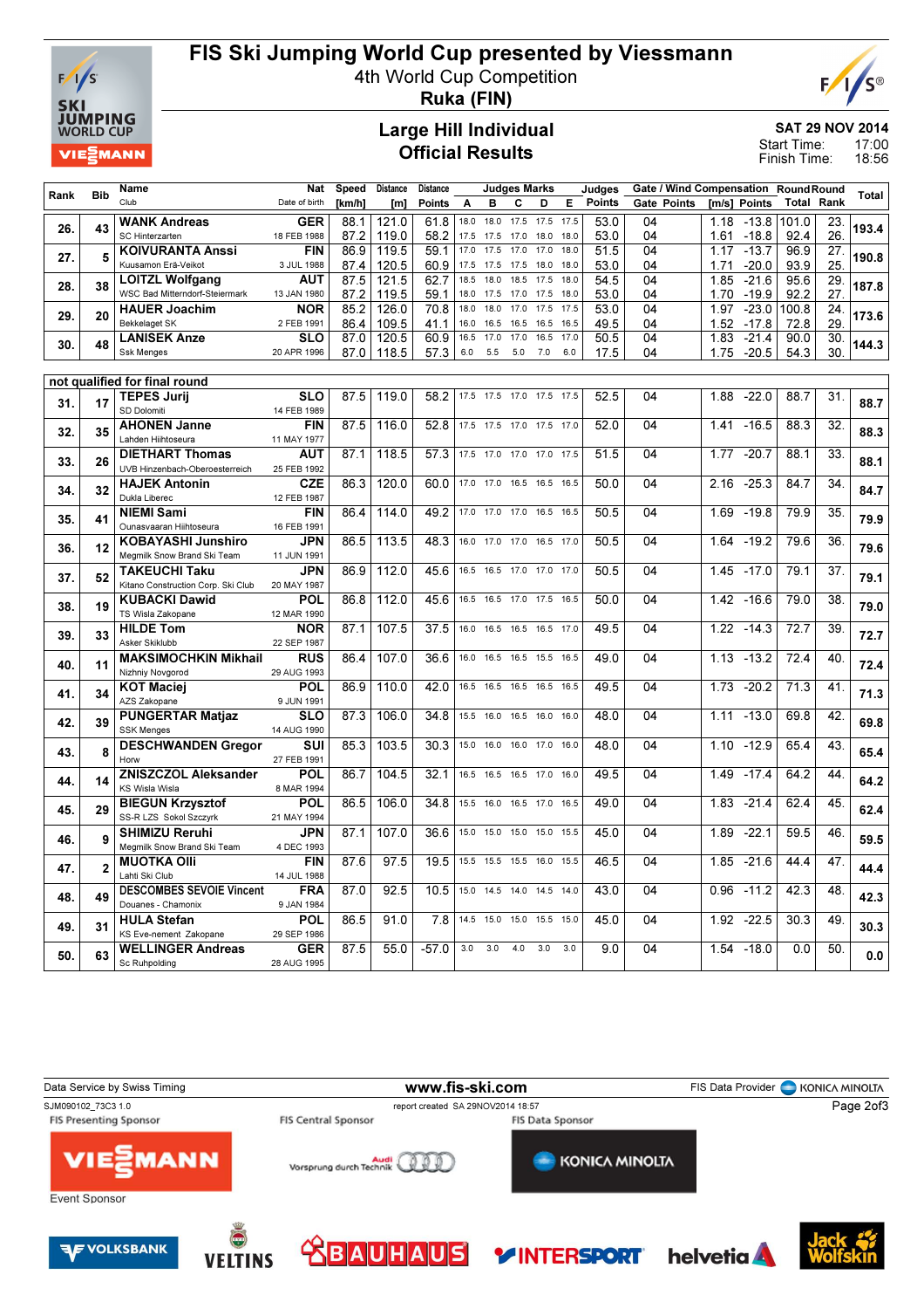# FIS Ski Jumping World Cup presented by Viessmann

4th World Cup Competition

**Ruka (FIN)**

## Large Hill Individual
## Official Results

SAT 29 NOV 2014
Start Time: 17:00
Finish Time: 18:56

| Rank | Bib | Name / Club | Nat / Date of birth | Speed [km/h] | Distance [m] | Distance Points | A | B | C | D | E | Judges Points | Gate | Gate Points | Wind [m/s] | Wind Points | Round Total | Round Rank | Total |
|---|---|---|---|---|---|---|---|---|---|---|---|---|---|---|---|---|---|---|---|
| 26. | 43 | WANK Andreas / SC Hinterzarten | GER / 18 FEB 1988 | 88.1 | 121.0 | 61.8 | 18.0 | 18.0 | 17.5 | 17.5 | 17.5 | 53.0 | 04 | | 1.18 | -13.8 | 101.0 | 23. | 193.4 |
| | | | | 87.2 | 119.0 | 58.2 | 17.5 | 17.5 | 17.0 | 18.0 | 18.0 | 53.0 | 04 | | 1.61 | -18.8 | 92.4 | 26. | |
| 27. | 5 | KOIVURANTA Anssi / Kuusamon Erä-Veikot | FIN / 3 JUL 1988 | 86.9 | 119.5 | 59.1 | 17.0 | 17.5 | 17.0 | 17.0 | 18.0 | 51.5 | 04 | | 1.17 | -13.7 | 96.9 | 27. | 190.8 |
| | | | | 87.4 | 120.5 | 60.9 | 17.5 | 17.5 | 17.5 | 18.0 | 18.0 | 53.0 | 04 | | 1.71 | -20.0 | 93.9 | 25. | |
| 28. | 38 | LOITZL Wolfgang / WSC Bad Mitterndorf-Steiermark | AUT / 13 JAN 1980 | 87.5 | 121.5 | 62.7 | 18.5 | 18.0 | 18.5 | 17.5 | 18.0 | 54.5 | 04 | | 1.85 | -21.6 | 95.6 | 29. | 187.8 |
| | | | | 87.2 | 119.5 | 59.1 | 18.0 | 17.5 | 17.0 | 17.5 | 18.0 | 53.0 | 04 | | 1.70 | -19.9 | 92.2 | 27. | |
| 29. | 20 | HAUER Joachim / Bekkelaget SK | NOR / 2 FEB 1991 | 85.2 | 126.0 | 70.8 | 18.0 | 18.0 | 17.0 | 17.5 | 17.5 | 53.0 | 04 | | 1.97 | -23.0 | 100.8 | 24. | 173.6 |
| | | | | 86.4 | 109.5 | 41.1 | 16.0 | 16.5 | 16.5 | 16.5 | 16.5 | 49.5 | 04 | | 1.52 | -17.8 | 72.8 | 29. | |
| 30. | 48 | LANISEK Anze / Ssk Menges | SLO / 20 APR 1996 | 87.0 | 120.5 | 60.9 | 16.5 | 17.0 | 17.0 | 16.5 | 17.0 | 50.5 | 04 | | 1.83 | -21.4 | 90.0 | 30. | 144.3 |
| | | | | 87.0 | 118.5 | 57.3 | 6.0 | 5.5 | 5.0 | 7.0 | 6.0 | 17.5 | 04 | | 1.75 | -20.5 | 54.3 | 30. | |

**not qualified for final round**

| Rank | Bib | Name / Club | Nat / Date of birth | Speed [km/h] | Distance [m] | Distance Points | A | B | C | D | E | Judges Points | Gate | Gate Points | Wind [m/s] | Wind Points | Round Total | Round Rank | Total |
|---|---|---|---|---|---|---|---|---|---|---|---|---|---|---|---|---|---|---|---|
| 31. | 17 | TEPES Jurij / SD Dolomiti | SLO / 14 FEB 1989 | 87.5 | 119.0 | 58.2 | 17.5 | 17.5 | 17.0 | 17.5 | 17.5 | 52.5 | 04 | | 1.88 | -22.0 | 88.7 | 31. | 88.7 |
| 32. | 35 | AHONEN Janne / Lahden Hiihtoseura | FIN / 11 MAY 1977 | 87.5 | 116.0 | 52.8 | 17.5 | 17.5 | 17.0 | 17.5 | 17.0 | 52.0 | 04 | | 1.41 | -16.5 | 88.3 | 32. | 88.3 |
| 33. | 26 | DIETHART Thomas / UVB Hinzenbach-Oberoesterreich | AUT / 25 FEB 1992 | 87.1 | 118.5 | 57.3 | 17.5 | 17.0 | 17.0 | 17.0 | 17.5 | 51.5 | 04 | | 1.77 | -20.7 | 88.1 | 33. | 88.1 |
| 34. | 32 | HAJEK Antonin / Dukla Liberec | CZE / 12 FEB 1987 | 86.3 | 120.0 | 60.0 | 17.0 | 17.0 | 16.5 | 16.5 | 16.5 | 50.0 | 04 | | 2.16 | -25.3 | 84.7 | 34. | 84.7 |
| 35. | 41 | NIEMI Sami / Ounasvaaran Hiihtoseura | FIN / 16 FEB 1991 | 86.4 | 114.0 | 49.2 | 17.0 | 17.0 | 17.0 | 16.5 | 16.5 | 50.5 | 04 | | 1.69 | -19.8 | 79.9 | 35. | 79.9 |
| 36. | 12 | KOBAYASHI Junshiro / Megmilk Snow Brand Ski Team | JPN / 11 JUN 1991 | 86.5 | 113.5 | 48.3 | 16.0 | 17.0 | 17.0 | 16.5 | 17.0 | 50.5 | 04 | | 1.64 | -19.2 | 79.6 | 36. | 79.6 |
| 37. | 52 | TAKEUCHI Taku / Kitano Construction Corp. Ski Club | JPN / 20 MAY 1987 | 86.9 | 112.0 | 45.6 | 16.5 | 16.5 | 17.0 | 17.0 | 17.0 | 50.5 | 04 | | 1.45 | -17.0 | 79.1 | 37. | 79.1 |
| 38. | 19 | KUBACKI Dawid / TS Wisla Zakopane | POL / 12 MAR 1990 | 86.8 | 112.0 | 45.6 | 16.5 | 16.5 | 17.0 | 17.5 | 16.5 | 50.0 | 04 | | 1.42 | -16.6 | 79.0 | 38. | 79.0 |
| 39. | 33 | HILDE Tom / Asker Skiklubb | NOR / 22 SEP 1987 | 87.1 | 107.5 | 37.5 | 16.0 | 16.5 | 16.5 | 16.5 | 17.0 | 49.5 | 04 | | 1.22 | -14.3 | 72.7 | 39. | 72.7 |
| 40. | 11 | MAKSIMOCHKIN Mikhail / Nizhniy Novgorod | RUS / 29 AUG 1993 | 86.4 | 107.0 | 36.6 | 16.0 | 16.5 | 16.5 | 15.5 | 16.5 | 49.0 | 04 | | 1.13 | -13.2 | 72.4 | 40. | 72.4 |
| 41. | 34 | KOT Maciej / AZS Zakopane | POL / 9 JUN 1991 | 86.9 | 110.0 | 42.0 | 16.5 | 16.5 | 16.5 | 16.5 | 16.5 | 49.5 | 04 | | 1.73 | -20.2 | 71.3 | 41. | 71.3 |
| 42. | 39 | PUNGERTAR Matjaz / SSK Menges | SLO / 14 AUG 1990 | 87.3 | 106.0 | 34.8 | 15.5 | 16.0 | 16.5 | 16.0 | 16.0 | 48.0 | 04 | | 1.11 | -13.0 | 69.8 | 42. | 69.8 |
| 43. | 8 | DESCHWANDEN Gregor / Horw | SUI / 27 FEB 1991 | 85.3 | 103.5 | 30.3 | 15.0 | 16.0 | 16.0 | 17.0 | 16.0 | 48.0 | 04 | | 1.10 | -12.9 | 65.4 | 43. | 65.4 |
| 44. | 14 | ZNISZCZOL Aleksander / KS Wisla Wisla | POL / 8 MAR 1994 | 86.7 | 104.5 | 32.1 | 16.5 | 16.5 | 16.5 | 17.0 | 16.0 | 49.5 | 04 | | 1.49 | -17.4 | 64.2 | 44. | 64.2 |
| 45. | 29 | BIEGUN Krzysztof / SS-R LZS Sokol Szczyrk | POL / 21 MAY 1994 | 86.5 | 106.0 | 34.8 | 15.5 | 16.0 | 16.5 | 17.0 | 16.5 | 49.0 | 04 | | 1.83 | -21.4 | 62.4 | 45. | 62.4 |
| 46. | 9 | SHIMIZU Reruhi / Megmilk Snow Brand Ski Team | JPN / 4 DEC 1993 | 87.1 | 107.0 | 36.6 | 15.0 | 15.0 | 15.0 | 15.0 | 15.5 | 45.0 | 04 | | 1.89 | -22.1 | 59.5 | 46. | 59.5 |
| 47. | 2 | MUOTKA Olli / Lahti Ski Club | FIN / 14 JUL 1988 | 87.6 | 97.5 | 19.5 | 15.5 | 15.5 | 15.5 | 16.0 | 15.5 | 46.5 | 04 | | 1.85 | -21.6 | 44.4 | 47. | 44.4 |
| 48. | 49 | DESCOMBES SEVOIE Vincent / Douanes - Chamonix | FRA / 9 JAN 1984 | 87.0 | 92.5 | 10.5 | 15.0 | 14.5 | 14.0 | 14.5 | 14.0 | 43.0 | 04 | | 0.96 | -11.2 | 42.3 | 48. | 42.3 |
| 49. | 31 | HULA Stefan / KS Eve-nement Zakopane | POL / 29 SEP 1986 | 86.5 | 91.0 | 7.8 | 14.5 | 15.0 | 15.0 | 15.5 | 15.0 | 45.0 | 04 | | 1.92 | -22.5 | 30.3 | 49. | 30.3 |
| 50. | 63 | WELLINGER Andreas / Sc Ruhpolding | GER / 28 AUG 1995 | 87.5 | 55.0 | -57.0 | 3.0 | 3.0 | 4.0 | 3.0 | 3.0 | 9.0 | 04 | | 1.54 | -18.0 | 0.0 | 50. | 0.0 |

Data Service by Swiss Timing — www.fis-ski.com — FIS Data Provider KONICA MINOLTA

SJM090102_73C3 1.0 — report created SA 29NOV2014 18:57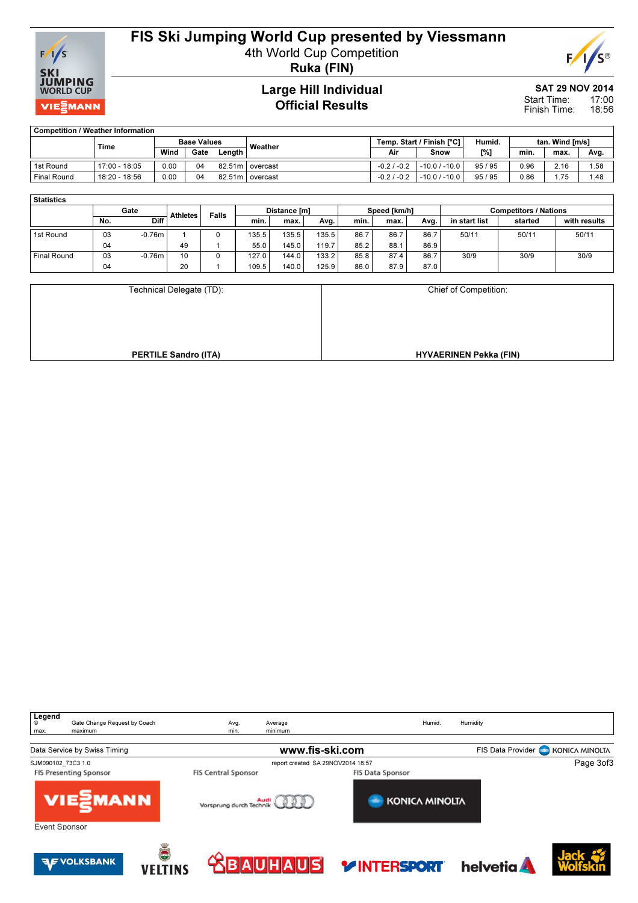# FIS Ski Jumping World Cup presented by Viessmann

4th World Cup Competition

**Ruka (FIN)**

## Large Hill Individual
## Official Results

**SAT 29 NOV 2014**

Start Time: 17:00

Finish Time: 18:56

**Competition / Weather Information**

| | Time | Base Values | | | Weather | Temp. Start / Finish [°C] | | Humid. | tan. Wind [m/s] | | |
|---|---|---|---|---|---|---|---|---|---|---|---|
| | | Wind | Gate | Length | | Air | Snow | [%] | min. | max. | Avg. |
| 1st Round | 17:00 - 18:05 | 0.00 | 04 | 82.51m | overcast | -0.2 / -0.2 | -10.0 / -10.0 | 95 / 95 | 0.96 | 2.16 | 1.58 |
| Final Round | 18:20 - 18:56 | 0.00 | 04 | 82.51m | overcast | -0.2 / -0.2 | -10.0 / -10.0 | 95 / 95 | 0.86 | 1.75 | 1.48 |

**Statistics**

| | Gate | | Athletes | Falls | Distance [m] | | | Speed [km/h] | | | Competitors / Nations | | |
|---|---|---|---|---|---|---|---|---|---|---|---|---|---|
| | No. | Diff | | | min. | max. | Avg. | min. | max. | Avg. | in start list | started | with results |
| 1st Round | 03 | -0.76m | 1 | 0 | 135.5 | 135.5 | 135.5 | 86.7 | 86.7 | 86.7 | 50/11 | 50/11 | 50/11 |
| | 04 | | 49 | 1 | 55.0 | 145.0 | 119.7 | 85.2 | 88.1 | 86.9 | | | |
| Final Round | 03 | -0.76m | 10 | 0 | 127.0 | 144.0 | 133.2 | 85.8 | 87.4 | 86.7 | 30/9 | 30/9 | 30/9 |
| | 04 | | 20 | 1 | 109.5 | 140.0 | 125.9 | 86.0 | 87.9 | 87.0 | | | |

| Technical Delegate (TD): | Chief of Competition: |
|---|---|
| **PERTILE Sandro (ITA)** | **HYVAERINEN Pekka (FIN)** |

**Legend**

| | | | | | |
|---|---|---|---|---|---|
| © | Gate Change Request by Coach | Avg. | Average | Humid. | Humidity |
| max. | maximum | min. | minimum | | |

Data Service by Swiss Timing — www.fis-ski.com — FIS Data Provider KONICA MINOLTA

SJM090102_73C3 1.0 — report created SA 29NOV2014 18:57

FIS Presenting Sponsor: VIESSMANN — FIS Central Sponsor: Audi Vorsprung durch Technik — FIS Data Sponsor: KONICA MINOLTA

Event Sponsor: VOLKSBANK, VELTINS, BAUHAUS, INTERSPORT, helvetia, Jack Wolfskin